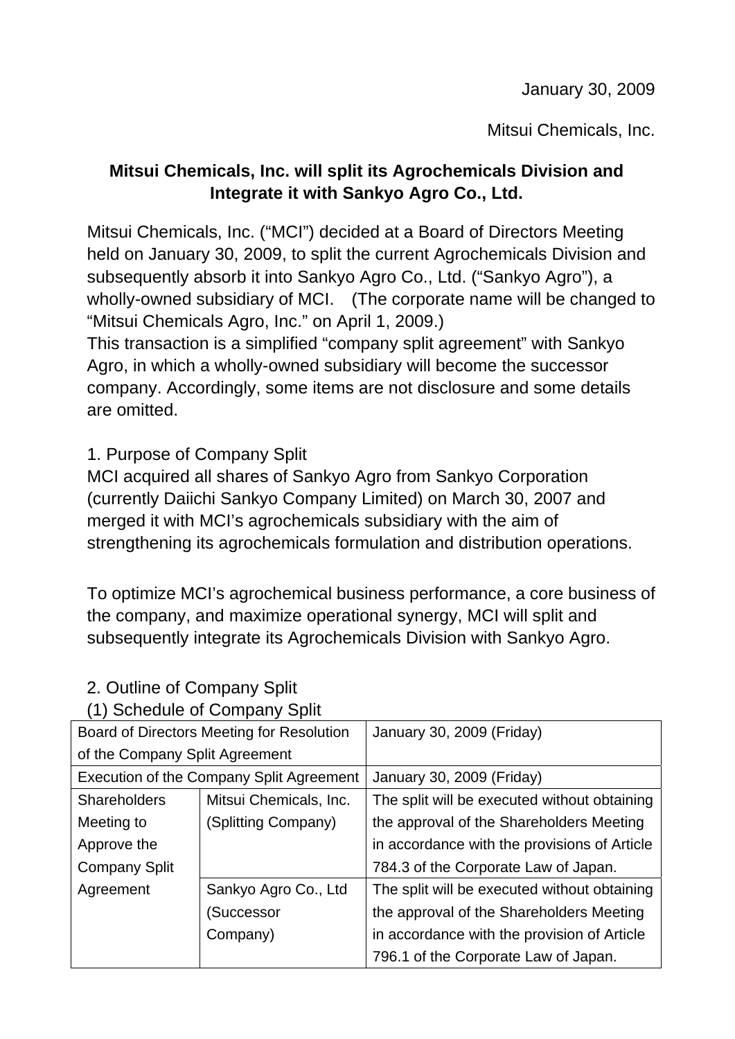January 30, 2009

Mitsui Chemicals, Inc.

**Mitsui Chemicals, Inc. will split its Agrochemicals Division and Integrate it with Sankyo Agro Co., Ltd.**

Mitsui Chemicals, Inc. ("MCI") decided at a Board of Directors Meeting held on January 30, 2009, to split the current Agrochemicals Division and subsequently absorb it into Sankyo Agro Co., Ltd. ("Sankyo Agro"), a wholly-owned subsidiary of MCI. (The corporate name will be changed to "Mitsui Chemicals Agro, Inc." on April 1, 2009.)
This transaction is a simplified "company split agreement" with Sankyo Agro, in which a wholly-owned subsidiary will become the successor company. Accordingly, some items are not disclosure and some details are omitted.

1. Purpose of Company Split
MCI acquired all shares of Sankyo Agro from Sankyo Corporation (currently Daiichi Sankyo Company Limited) on March 30, 2007 and merged it with MCI's agrochemicals subsidiary with the aim of strengthening its agrochemicals formulation and distribution operations.

To optimize MCI's agrochemical business performance, a core business of the company, and maximize operational synergy, MCI will split and subsequently integrate its Agrochemicals Division with Sankyo Agro.

2. Outline of Company Split
(1) Schedule of Company Split

| Board of Directors Meeting for Resolution of the Company Split Agreement | | January 30, 2009 (Friday) |
|---|---|---|
| Execution of the Company Split Agreement | | January 30, 2009 (Friday) |
| Shareholders Meeting to Approve the Company Split Agreement | Mitsui Chemicals, Inc. (Splitting Company) | The split will be executed without obtaining the approval of the Shareholders Meeting in accordance with the provisions of Article 784.3 of the Corporate Law of Japan. |
| | Sankyo Agro Co., Ltd (Successor Company) | The split will be executed without obtaining the approval of the Shareholders Meeting in accordance with the provision of Article 796.1 of the Corporate Law of Japan. |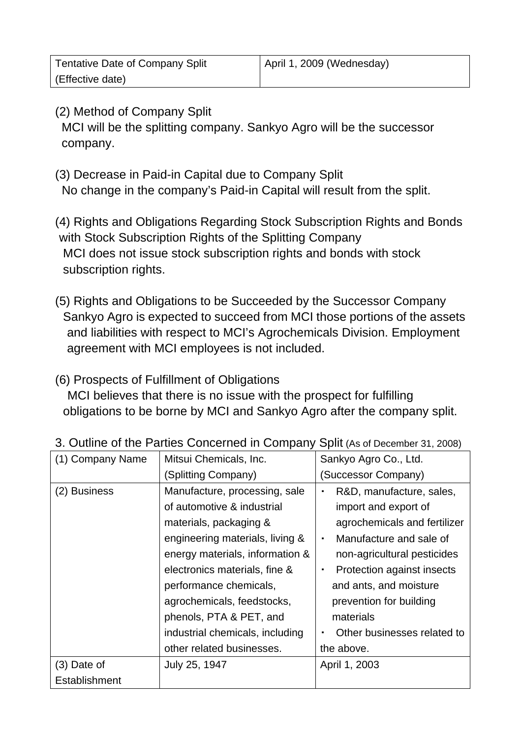| Tentative Date of Company Split (Effective date) | April 1, 2009 (Wednesday) |
|---|---|

(2) Method of Company Split

MCI will be the splitting company. Sankyo Agro will be the successor company.

(3) Decrease in Paid-in Capital due to Company Split

No change in the company's Paid-in Capital will result from the split.

(4) Rights and Obligations Regarding Stock Subscription Rights and Bonds with Stock Subscription Rights of the Splitting Company

MCI does not issue stock subscription rights and bonds with stock subscription rights.

(5) Rights and Obligations to be Succeeded by the Successor Company

Sankyo Agro is expected to succeed from MCI those portions of the assets and liabilities with respect to MCI's Agrochemicals Division. Employment agreement with MCI employees is not included.

(6) Prospects of Fulfillment of Obligations

MCI believes that there is no issue with the prospect for fulfilling obligations to be borne by MCI and Sankyo Agro after the company split.

3. Outline of the Parties Concerned in Company Split (As of December 31, 2008)

| (1) Company Name | Mitsui Chemicals, Inc. (Splitting Company) | Sankyo Agro Co., Ltd. (Successor Company) |
|---|---|---|
| (2) Business | Manufacture, processing, sale of automotive & industrial materials, packaging & engineering materials, living & energy materials, information & electronics materials, fine & performance chemicals, agrochemicals, feedstocks, phenols, PTA & PET, and industrial chemicals, including other related businesses. | ・ R&D, manufacture, sales, import and export of agrochemicals and fertilizer<br>・ Manufacture and sale of non-agricultural pesticides<br>・ Protection against insects and ants, and moisture prevention for building materials<br>・ Other businesses related to the above. |
| (3) Date of Establishment | July 25, 1947 | April 1, 2003 |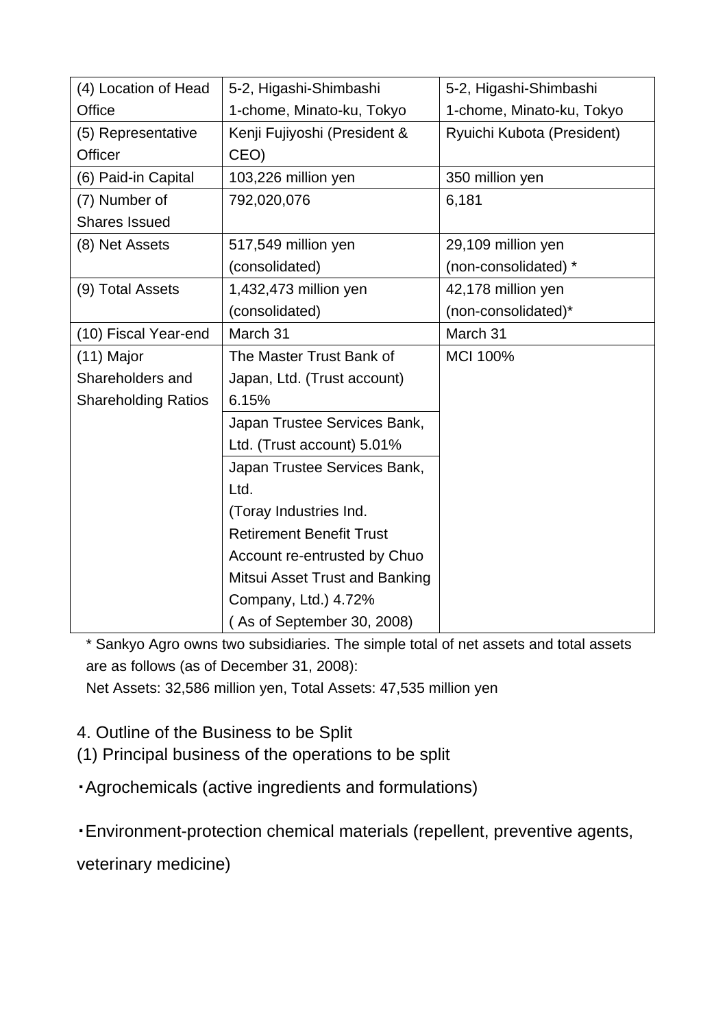| (4) Location of Head Office | 5-2, Higashi-Shimbashi 1-chome, Minato-ku, Tokyo | 5-2, Higashi-Shimbashi 1-chome, Minato-ku, Tokyo |
|---|---|---|
| (5) Representative Officer | Kenji Fujiyoshi (President & CEO) | Ryuichi Kubota (President) |
| (6) Paid-in Capital | 103,226 million yen | 350 million yen |
| (7) Number of Shares Issued | 792,020,076 | 6,181 |
| (8) Net Assets | 517,549 million yen (consolidated) | 29,109 million yen (non-consolidated) * |
| (9) Total Assets | 1,432,473 million yen (consolidated) | 42,178 million yen (non-consolidated)* |
| (10) Fiscal Year-end | March 31 | March 31 |
| (11) Major Shareholders and Shareholding Ratios | The Master Trust Bank of Japan, Ltd. (Trust account) 6.15% | MCI 100% |
| | Japan Trustee Services Bank, Ltd. (Trust account) 5.01% | |
| | Japan Trustee Services Bank, Ltd. (Toray Industries Ind. Retirement Benefit Trust Account re-entrusted by Chuo Mitsui Asset Trust and Banking Company, Ltd.) 4.72% ( As of September 30, 2008) | |

* Sankyo Agro owns two subsidiaries. The simple total of net assets and total assets are as follows (as of December 31, 2008):
Net Assets: 32,586 million yen, Total Assets: 47,535 million yen

## 4. Outline of the Business to be Split

(1) Principal business of the operations to be split

・Agrochemicals (active ingredients and formulations)

・Environment-protection chemical materials (repellent, preventive agents, veterinary medicine)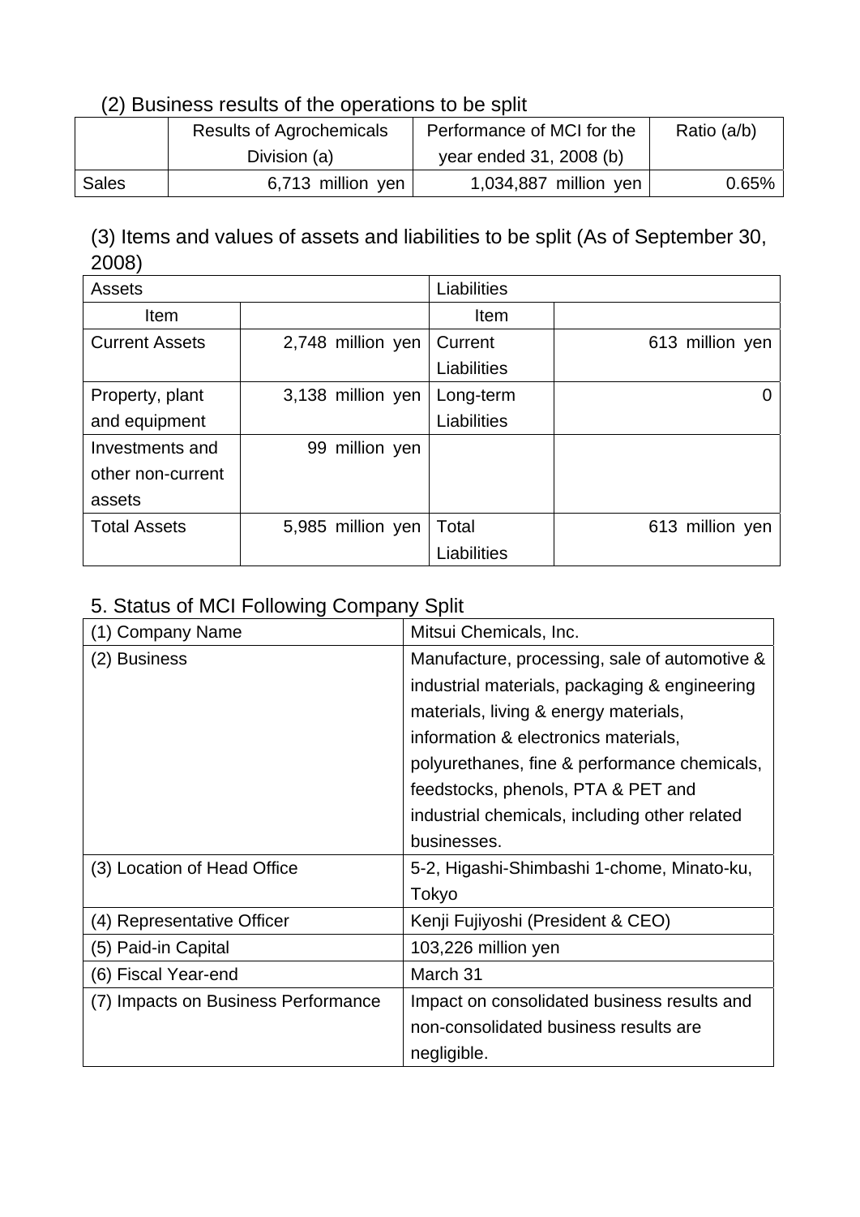(2) Business results of the operations to be split

| | Results of Agrochemicals Division (a) | Performance of MCI for the year ended 31, 2008 (b) | Ratio (a/b) |
|---|---|---|---|
| Sales | 6,713 million yen | 1,034,887 million yen | 0.65% |

(3) Items and values of assets and liabilities to be split (As of September 30, 2008)

| Assets | | Liabilities | |
|---|---|---|---|
| Item | | Item | |
| Current Assets | 2,748 million yen | Current Liabilities | 613 million yen |
| Property, plant and equipment | 3,138 million yen | Long-term Liabilities | 0 |
| Investments and other non-current assets | 99 million yen | | |
| Total Assets | 5,985 million yen | Total Liabilities | 613 million yen |

5. Status of MCI Following Company Split

| | |
|---|---|
| (1) Company Name | Mitsui Chemicals, Inc. |
| (2) Business | Manufacture, processing, sale of automotive & industrial materials, packaging & engineering materials, living & energy materials, information & electronics materials, polyurethanes, fine & performance chemicals, feedstocks, phenols, PTA & PET and industrial chemicals, including other related businesses. |
| (3) Location of Head Office | 5-2, Higashi-Shimbashi 1-chome, Minato-ku, Tokyo |
| (4) Representative Officer | Kenji Fujiyoshi (President & CEO) |
| (5) Paid-in Capital | 103,226 million yen |
| (6) Fiscal Year-end | March 31 |
| (7) Impacts on Business Performance | Impact on consolidated business results and non-consolidated business results are negligible. |